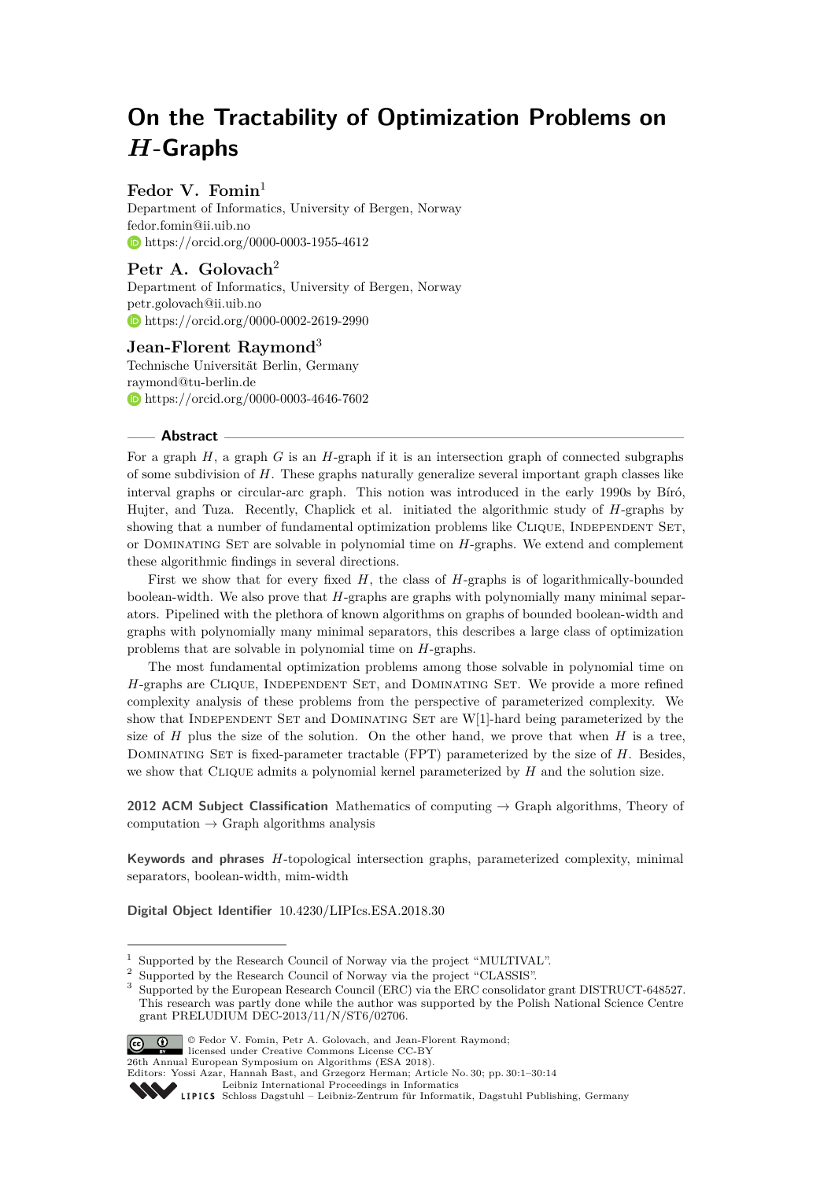# On the Tractability of Optimization Problems on $H$-Graphs

**Fedor V. Fomin**[1]

Department of Informatics, University of Bergen, Norway
fedor.fomin@ii.uib.no
https://orcid.org/0000-0003-1955-4612

**Petr A. Golovach**[2]

Department of Informatics, University of Bergen, Norway
petr.golovach@ii.uib.no
https://orcid.org/0000-0002-2619-2990

**Jean-Florent Raymond**[3]

Technische Universität Berlin, Germany
raymond@tu-berlin.de
https://orcid.org/0000-0003-4646-7602

## Abstract

For a graph $H$, a graph $G$ is an $H$-graph if it is an intersection graph of connected subgraphs of some subdivision of $H$. These graphs naturally generalize several important graph classes like interval graphs or circular-arc graph. This notion was introduced in the early 1990s by Bíró, Hujter, and Tuza. Recently, Chaplick et al. initiated the algorithmic study of $H$-graphs by showing that a number of fundamental optimization problems like Clique, Independent Set, or Dominating Set are solvable in polynomial time on $H$-graphs. We extend and complement these algorithmic findings in several directions.

First we show that for every fixed $H$, the class of $H$-graphs is of logarithmically-bounded boolean-width. We also prove that $H$-graphs are graphs with polynomially many minimal separators. Pipelined with the plethora of known algorithms on graphs of bounded boolean-width and graphs with polynomially many minimal separators, this describes a large class of optimization problems that are solvable in polynomial time on $H$-graphs.

The most fundamental optimization problems among those solvable in polynomial time on $H$-graphs are Clique, Independent Set, and Dominating Set. We provide a more refined complexity analysis of these problems from the perspective of parameterized complexity. We show that Independent Set and Dominating Set are W[1]-hard being parameterized by the size of $H$ plus the size of the solution. On the other hand, we prove that when $H$ is a tree, Dominating Set is fixed-parameter tractable (FPT) parameterized by the size of $H$. Besides, we show that Clique admits a polynomial kernel parameterized by $H$ and the solution size.

**2012 ACM Subject Classification** Mathematics of computing → Graph algorithms, Theory of computation → Graph algorithms analysis

**Keywords and phrases** $H$-topological intersection graphs, parameterized complexity, minimal separators, boolean-width, mim-width

**Digital Object Identifier** 10.4230/LIPIcs.ESA.2018.30

---

[1] Supported by the Research Council of Norway via the project "MULTIVAL".

[2] Supported by the Research Council of Norway via the project "CLASSIS".

[3] Supported by the European Research Council (ERC) via the ERC consolidator grant DISTRUCT-648527. This research was partly done while the author was supported by the Polish National Science Centre grant PRELUDIUM DEC-2013/11/N/ST6/02706.

© Fedor V. Fomin, Petr A. Golovach, and Jean-Florent Raymond; licensed under Creative Commons License CC-BY
26th Annual European Symposium on Algorithms (ESA 2018).
Editors: Yossi Azar, Hannah Bast, and Grzegorz Herman; Article No. 30; pp. 30:1–30:14
Leibniz International Proceedings in Informatics
LIPICS Schloss Dagstuhl – Leibniz-Zentrum für Informatik, Dagstuhl Publishing, Germany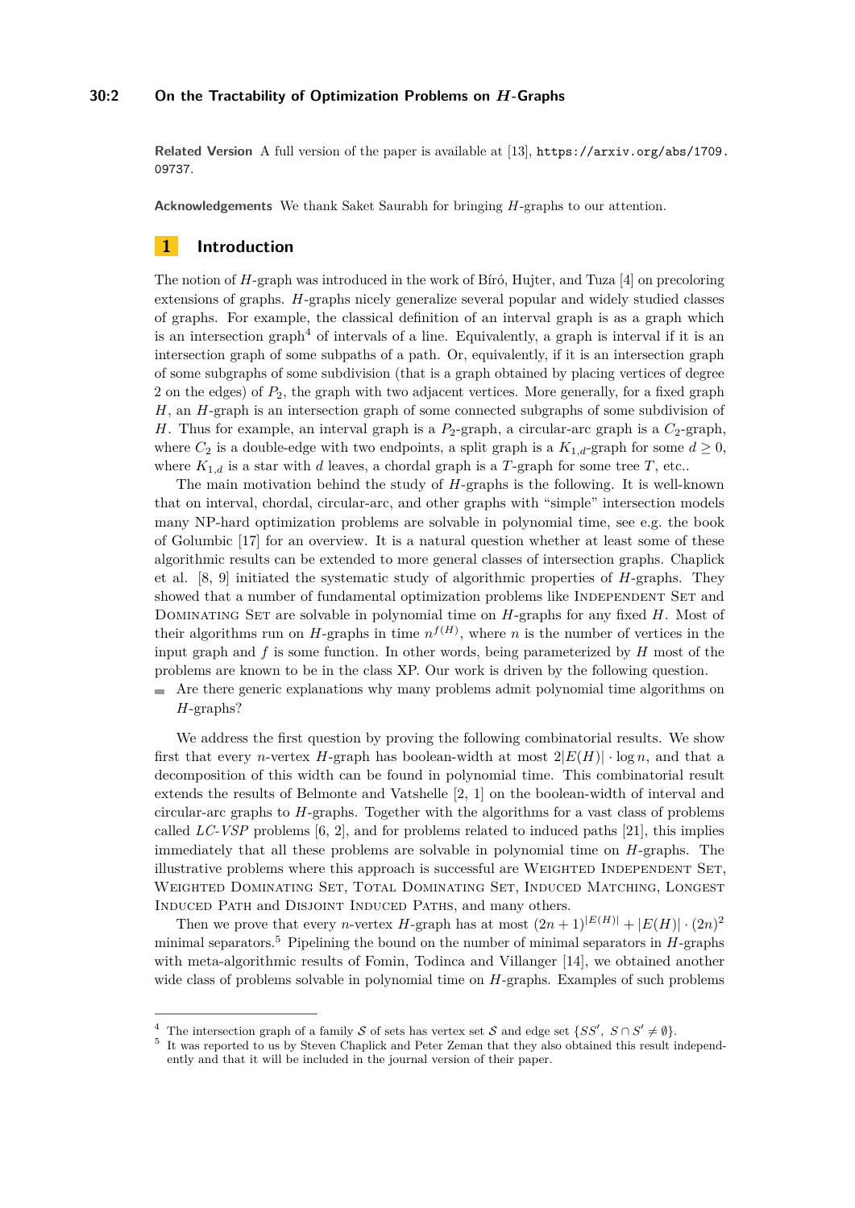**Related Version** A full version of the paper is available at [13], https://arxiv.org/abs/1709.09737.

**Acknowledgements** We thank Saket Saurabh for bringing $H$-graphs to our attention.

## 1 Introduction

The notion of $H$-graph was introduced in the work of Bíró, Hujter, and Tuza [4] on precoloring extensions of graphs. $H$-graphs nicely generalize several popular and widely studied classes of graphs. For example, the classical definition of an interval graph is as a graph which is an intersection graph[4] of intervals of a line. Equivalently, a graph is interval if it is an intersection graph of some subpaths of a path. Or, equivalently, if it is an intersection graph of some subgraphs of some subdivision (that is a graph obtained by placing vertices of degree 2 on the edges) of $P_2$, the graph with two adjacent vertices. More generally, for a fixed graph $H$, an $H$-graph is an intersection graph of some connected subgraphs of some subdivision of $H$. Thus for example, an interval graph is a $P_2$-graph, a circular-arc graph is a $C_2$-graph, where $C_2$ is a double-edge with two endpoints, a split graph is a $K_{1,d}$-graph for some $d \geq 0$, where $K_{1,d}$ is a star with $d$ leaves, a chordal graph is a $T$-graph for some tree $T$, etc..

The main motivation behind the study of $H$-graphs is the following. It is well-known that on interval, chordal, circular-arc, and other graphs with "simple" intersection models many NP-hard optimization problems are solvable in polynomial time, see e.g. the book of Golumbic [17] for an overview. It is a natural question whether at least some of these algorithmic results can be extended to more general classes of intersection graphs. Chaplick et al. [8, 9] initiated the systematic study of algorithmic properties of $H$-graphs. They showed that a number of fundamental optimization problems like Independent Set and Dominating Set are solvable in polynomial time on $H$-graphs for any fixed $H$. Most of their algorithms run on $H$-graphs in time $n^{f(H)}$, where $n$ is the number of vertices in the input graph and $f$ is some function. In other words, being parameterized by $H$ most of the problems are known to be in the class XP. Our work is driven by the following question.

- Are there generic explanations why many problems admit polynomial time algorithms on $H$-graphs?

We address the first question by proving the following combinatorial results. We show first that every $n$-vertex $H$-graph has boolean-width at most $2|E(H)| \cdot \log n$, and that a decomposition of this width can be found in polynomial time. This combinatorial result extends the results of Belmonte and Vatshelle [2, 1] on the boolean-width of interval and circular-arc graphs to $H$-graphs. Together with the algorithms for a vast class of problems called *LC-VSP* problems [6, 2], and for problems related to induced paths [21], this implies immediately that all these problems are solvable in polynomial time on $H$-graphs. The illustrative problems where this approach is successful are Weighted Independent Set, Weighted Dominating Set, Total Dominating Set, Induced Matching, Longest Induced Path and Disjoint Induced Paths, and many others.

Then we prove that every $n$-vertex $H$-graph has at most $(2n+1)^{|E(H)|} + |E(H)| \cdot (2n)^2$ minimal separators.[5] Pipelining the bound on the number of minimal separators in $H$-graphs with meta-algorithmic results of Fomin, Todinca and Villanger [14], we obtained another wide class of problems solvable in polynomial time on $H$-graphs. Examples of such problems

[4] The intersection graph of a family $\mathcal{S}$ of sets has vertex set $\mathcal{S}$ and edge set $\{SS',\ S \cap S' \neq \emptyset\}$.

[5] It was reported to us by Steven Chaplick and Peter Zeman that they also obtained this result independently and that it will be included in the journal version of their paper.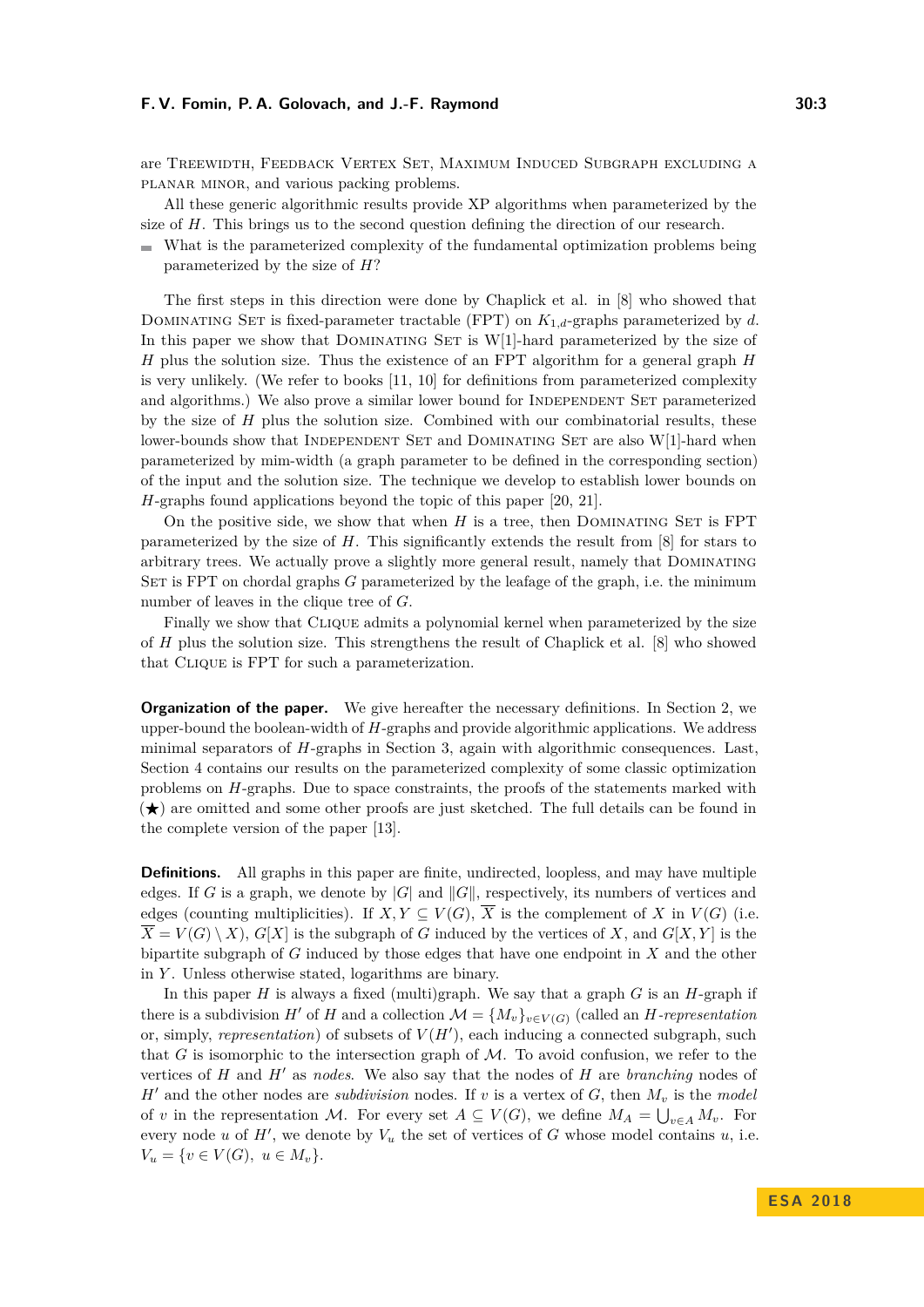are Treewidth, Feedback Vertex Set, Maximum Induced Subgraph excluding a planar minor, and various packing problems.

All these generic algorithmic results provide XP algorithms when parameterized by the size of $H$. This brings us to the second question defining the direction of our research.

- What is the parameterized complexity of the fundamental optimization problems being parameterized by the size of $H$?

The first steps in this direction were done by Chaplick et al. in [8] who showed that Dominating Set is fixed-parameter tractable (FPT) on $K_{1,d}$-graphs parameterized by $d$. In this paper we show that Dominating Set is W[1]-hard parameterized by the size of $H$ plus the solution size. Thus the existence of an FPT algorithm for a general graph $H$ is very unlikely. (We refer to books [11, 10] for definitions from parameterized complexity and algorithms.) We also prove a similar lower bound for Independent Set parameterized by the size of $H$ plus the solution size. Combined with our combinatorial results, these lower-bounds show that Independent Set and Dominating Set are also W[1]-hard when parameterized by mim-width (a graph parameter to be defined in the corresponding section) of the input and the solution size. The technique we develop to establish lower bounds on $H$-graphs found applications beyond the topic of this paper [20, 21].

On the positive side, we show that when $H$ is a tree, then Dominating Set is FPT parameterized by the size of $H$. This significantly extends the result from [8] for stars to arbitrary trees. We actually prove a slightly more general result, namely that Dominating Set is FPT on chordal graphs $G$ parameterized by the leafage of the graph, i.e. the minimum number of leaves in the clique tree of $G$.

Finally we show that Clique admits a polynomial kernel when parameterized by the size of $H$ plus the solution size. This strengthens the result of Chaplick et al. [8] who showed that Clique is FPT for such a parameterization.

**Organization of the paper.** We give hereafter the necessary definitions. In Section 2, we upper-bound the boolean-width of $H$-graphs and provide algorithmic applications. We address minimal separators of $H$-graphs in Section 3, again with algorithmic consequences. Last, Section 4 contains our results on the parameterized complexity of some classic optimization problems on $H$-graphs. Due to space constraints, the proofs of the statements marked with (★) are omitted and some other proofs are just sketched. The full details can be found in the complete version of the paper [13].

**Definitions.** All graphs in this paper are finite, undirected, loopless, and may have multiple edges. If $G$ is a graph, we denote by $|G|$ and $\|G\|$, respectively, its numbers of vertices and edges (counting multiplicities). If $X, Y \subseteq V(G)$, $\overline{X}$ is the complement of $X$ in $V(G)$ (i.e. $\overline{X} = V(G) \setminus X$), $G[X]$ is the subgraph of $G$ induced by the vertices of $X$, and $G[X, Y]$ is the bipartite subgraph of $G$ induced by those edges that have one endpoint in $X$ and the other in $Y$. Unless otherwise stated, logarithms are binary.

In this paper $H$ is always a fixed (multi)graph. We say that a graph $G$ is an $H$-graph if there is a subdivision $H'$ of $H$ and a collection $\mathcal{M} = \{M_v\}_{v \in V(G)}$ (called an *$H$-representation* or, simply, *representation*) of subsets of $V(H')$, each inducing a connected subgraph, such that $G$ is isomorphic to the intersection graph of $\mathcal{M}$. To avoid confusion, we refer to the vertices of $H$ and $H'$ as *nodes*. We also say that the nodes of $H$ are *branching* nodes of $H'$ and the other nodes are *subdivision* nodes. If $v$ is a vertex of $G$, then $M_v$ is the *model* of $v$ in the representation $\mathcal{M}$. For every set $A \subseteq V(G)$, we define $M_A = \bigcup_{v \in A} M_v$. For every node $u$ of $H'$, we denote by $V_u$ the set of vertices of $G$ whose model contains $u$, i.e. $V_u = \{v \in V(G),\ u \in M_v\}$.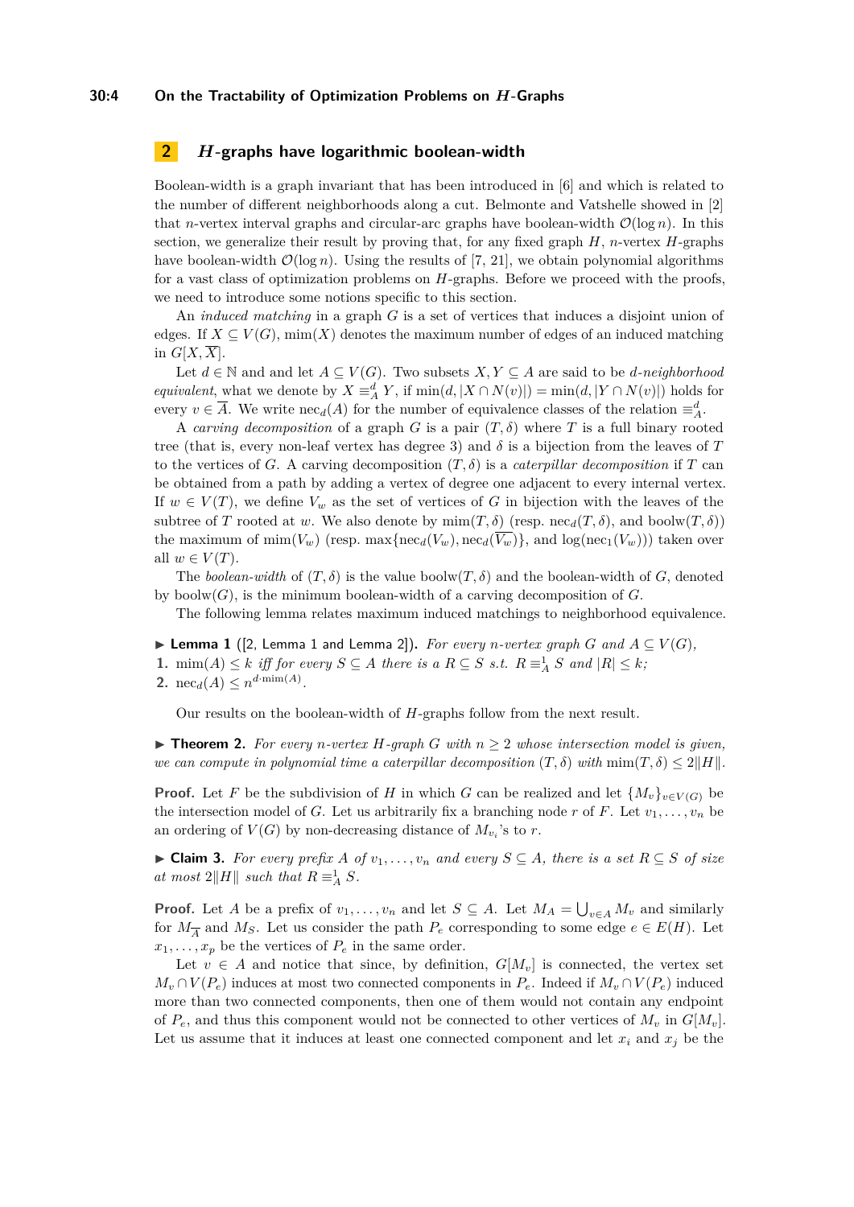## 2 $H$-graphs have logarithmic boolean-width

Boolean-width is a graph invariant that has been introduced in [6] and which is related to the number of different neighborhoods along a cut. Belmonte and Vatshelle showed in [2] that $n$-vertex interval graphs and circular-arc graphs have boolean-width $\mathcal{O}(\log n)$. In this section, we generalize their result by proving that, for any fixed graph $H$, $n$-vertex $H$-graphs have boolean-width $\mathcal{O}(\log n)$. Using the results of [7, 21], we obtain polynomial algorithms for a vast class of optimization problems on $H$-graphs. Before we proceed with the proofs, we need to introduce some notions specific to this section.

An *induced matching* in a graph $G$ is a set of vertices that induces a disjoint union of edges. If $X \subseteq V(G)$, $\operatorname{mim}(X)$ denotes the maximum number of edges of an induced matching in $G[X, \overline{X}]$.

Let $d \in \mathbb{N}$ and and let $A \subseteq V(G)$. Two subsets $X, Y \subseteq A$ are said to be *$d$-neighborhood equivalent*, what we denote by $X \equiv_A^d Y$, if $\min(d, |X \cap N(v)|) = \min(d, |Y \cap N(v)|)$ holds for every $v \in \overline{A}$. We write $\operatorname{nec}_d(A)$ for the number of equivalence classes of $G$ by the relation $\equiv_A^d$.

A *carving decomposition* of a graph $G$ is a pair $(T, \delta)$ where $T$ is a full binary rooted tree (that is, every non-leaf vertex has degree 3) and $\delta$ is a bijection from the leaves of $T$ to the vertices of $G$. A carving decomposition $(T, \delta)$ is a *caterpillar decomposition* if $T$ can be obtained from a path by adding a vertex of degree one adjacent to every internal vertex. If $w \in V(T)$, we define $V_w$ as the set of vertices of $G$ in bijection with the leaves of the subtree of $T$ rooted at $w$. We also denote by $\operatorname{mim}(T, \delta)$ (resp. $\operatorname{nec}_d(T, \delta)$, and $\operatorname{boolw}(T, \delta)$) the maximum of $\operatorname{mim}(V_w)$ (resp. $\max\{\operatorname{nec}_d(V_w), \operatorname{nec}_d(\overline{V_w})\}$, and $\log(\operatorname{nec}_1(V_w))$) taken over all $w \in V(T)$.

The *boolean-width* of $(T, \delta)$ is the value $\operatorname{boolw}(T, \delta)$ and the boolean-width of $G$, denoted by $\operatorname{boolw}(G)$, is the minimum boolean-width of a carving decomposition of $G$.

The following lemma relates maximum induced matchings to neighborhood equivalence.

▶ **Lemma 1** ([2, Lemma 1 and Lemma 2]). *For every $n$-vertex graph $G$ and $A \subseteq V(G)$,*

1. *$\operatorname{mim}(A) \leq k$ iff for every $S \subseteq A$ there is a $R \subseteq S$ s.t. $R \equiv_A^1 S$ and $|R| \leq k$;*
2. *$\operatorname{nec}_d(A) \leq n^{d \cdot \operatorname{mim}(A)}$.*

Our results on the boolean-width of $H$-graphs follow from the next result.

▶ **Theorem 2.** *For every $n$-vertex $H$-graph $G$ with $n \geq 2$ whose intersection model is given, we can compute in polynomial time a caterpillar decomposition $(T, \delta)$ with $\operatorname{mim}(T, \delta) \leq 2\|H\|$.*

**Proof.** Let $F$ be the subdivision of $H$ in which $G$ can be realized and let $\{M_v\}_{v \in V(G)}$ be the intersection model of $G$. Let us arbitrarily fix a branching node $r$ of $F$. Let $v_1, \ldots, v_n$ be an ordering of $V(G)$ by non-decreasing distance of $M_{v_i}$'s to $r$.

▶ **Claim 3.** *For every prefix $A$ of $v_1, \ldots, v_n$ and every $S \subseteq A$, there is a set $R \subseteq S$ of size at most $2\|H\|$ such that $R \equiv_A^1 S$.*

**Proof.** Let $A$ be a prefix of $v_1, \ldots, v_n$ and let $S \subseteq A$. Let $M_A = \bigcup_{v \in A} M_v$ and similarly for $M_{\overline{A}}$ and $M_S$. Let us consider the path $P_e$ corresponding to some edge $e \in E(H)$. Let $x_1, \ldots, x_p$ be the vertices of $P_e$ in the same order.

Let $v \in A$ and notice that since, by definition, $G[M_v]$ is connected, the vertex set $M_v \cap V(P_e)$ induces at most two connected components in $P_e$. Indeed if $M_v \cap V(P_e)$ induced more than two connected components, then one of them would not contain any endpoint of $P_e$, and thus this component would not be connected to other vertices of $M_v$ in $G[M_v]$. Let us assume that it induces at least one connected component and let $x_i$ and $x_j$ be the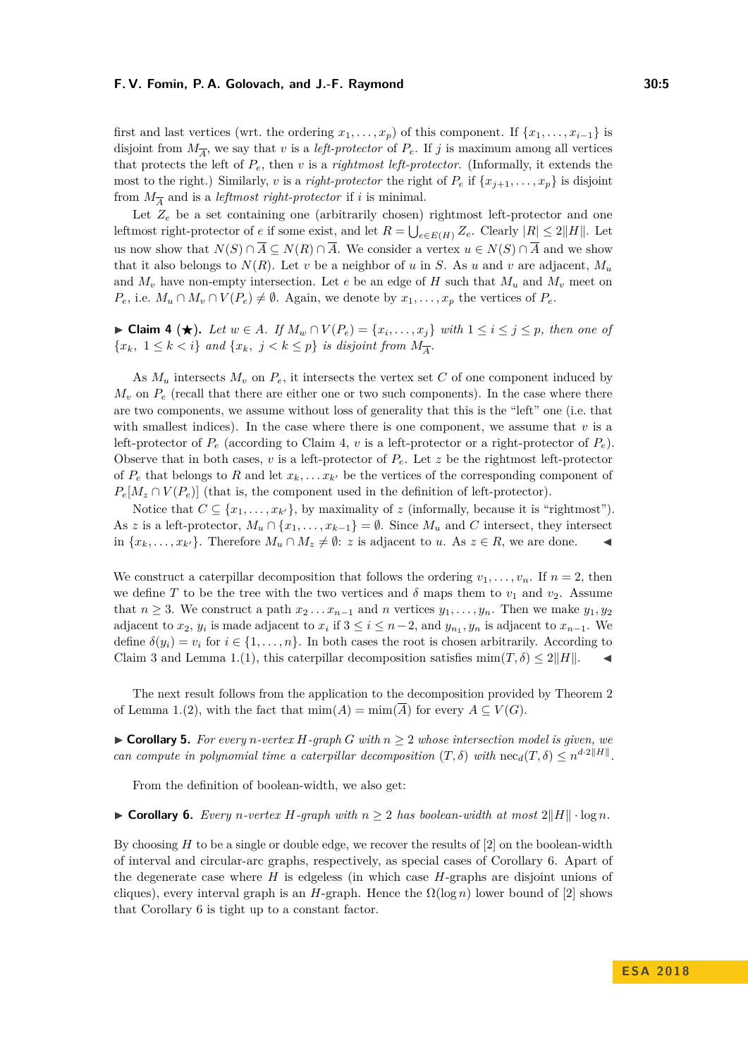first and last vertices (wrt. the ordering $x_1, \dots, x_p$) of this component. If $\{x_1, \dots, x_{i-1}\}$ is disjoint from $M_{\overline{A}}$, we say that $v$ is a *left-protector* of $P_e$. If $j$ is maximum among all vertices that protects the left of $P_e$, then $v$ is a *rightmost left-protector*. (Informally, it extends the most to the right.) Similarly, $v$ is a *right-protector* the right of $P_e$ if $\{x_{j+1}, \dots, x_p\}$ is disjoint from $M_{\overline{A}}$ and is a *leftmost right-protector* if $i$ is minimal.

Let $Z_e$ be a set containing one (arbitrarily chosen) rightmost left-protector and one leftmost right-protector of $e$ if some exist, and let $R = \bigcup_{e \in E(H)} Z_e$. Clearly $|R| \leq 2\|H\|$. Let us now show that $N(S) \cap \overline{A} \subseteq N(R) \cap \overline{A}$. We consider a vertex $u \in N(S) \cap \overline{A}$ and we show that it also belongs to $N(R)$. Let $v$ be a neighbor of $u$ in $S$. As $u$ and $v$ are adjacent, $M_u$ and $M_v$ have non-empty intersection. Let $e$ be an edge of $H$ such that $M_u$ and $M_v$ meet on $P_e$, i.e. $M_u \cap M_v \cap V(P_e) \neq \emptyset$. Again, we denote by $x_1, \dots, x_p$ the vertices of $P_e$.

▶ **Claim 4** (★). *Let $w \in A$. If $M_w \cap V(P_e) = \{x_i, \dots, x_j\}$ with $1 \leq i \leq j \leq p$, then one of $\{x_k,\ 1 \leq k < i\}$ and $\{x_k,\ j < k \leq p\}$ is disjoint from $M_{\overline{A}}$.*

As $M_u$ intersects $M_v$ on $P_e$, it intersects the vertex set $C$ of one component induced by $M_v$ on $P_e$ (recall that there are either one or two such components). In the case where there are two components, we assume without loss of generality that this is the "left" one (i.e. that with smallest indices). In the case where there is one component, we assume that $v$ is a left-protector of $P_e$ (according to Claim 4, $v$ is a left-protector or a right-protector of $P_e$). Observe that in both cases, $v$ is a left-protector of $P_e$. Let $z$ be the rightmost left-protector of $P_e$ that belongs to $R$ and let $x_k, \dots x_{k'}$ be the vertices of the corresponding component of $P_e[M_z \cap V(P_e)]$ (that is, the component used in the definition of left-protector).

Notice that $C \subseteq \{x_1, \dots, x_{k'}\}$, by maximality of $z$ (informally, because it is "rightmost"). As $z$ is a left-protector, $M_u \cap \{x_1, \dots, x_{k-1}\} = \emptyset$. Since $M_u$ and $C$ intersect, they intersect in $\{x_k, \dots, x_{k'}\}$. Therefore $M_u \cap M_z \neq \emptyset$: $z$ is adjacent to $u$. As $z \in R$, we are done. ◀

We construct a caterpillar decomposition that follows the ordering $v_1, \dots, v_n$. If $n = 2$, then we define $T$ to be the tree with the two vertices and $\delta$ maps them to $v_1$ and $v_2$. Assume that $n \geq 3$. We construct a path $x_2 \dots x_{n-1}$ and $n$ vertices $y_1, \dots, y_n$. Then we make $y_1, y_2$ adjacent to $x_2$, $y_i$ is made adjacent to $x_i$ if $3 \leq i \leq n-2$, and $y_{n_1}, y_n$ is adjacent to $x_{n-1}$. We define $\delta(y_i) = v_i$ for $i \in \{1, \dots, n\}$. In both cases the root is chosen arbitrarily. According to Claim 3 and Lemma 1.(1), this caterpillar decomposition satisfies $\mathrm{mim}(T, \delta) \leq 2\|H\|$. ◀

The next result follows from the application to the decomposition provided by Theorem 2 of Lemma 1.(2), with the fact that $\mathrm{mim}(A) = \mathrm{mim}(\overline{A})$ for every $A \subseteq V(G)$.

▶ **Corollary 5.** *For every $n$-vertex $H$-graph $G$ with $n \geq 2$ whose intersection model is given, we can compute in polynomial time a caterpillar decomposition $(T, \delta)$ with $\mathrm{nec}_d(T, \delta) \leq n^{d \cdot 2\|H\|}$.*

From the definition of boolean-width, we also get:

▶ **Corollary 6.** *Every $n$-vertex $H$-graph with $n \geq 2$ has boolean-width at most $2\|H\| \cdot \log n$.*

By choosing $H$ to be a single or double edge, we recover the results of [2] on the boolean-width of interval and circular-arc graphs, respectively, as special cases of Corollary 6. Apart of the degenerate case where $H$ is edgeless (in which case $H$-graphs are disjoint unions of cliques), every interval graph is an $H$-graph. Hence the $\Omega(\log n)$ lower bound of [2] shows that Corollary 6 is tight up to a constant factor.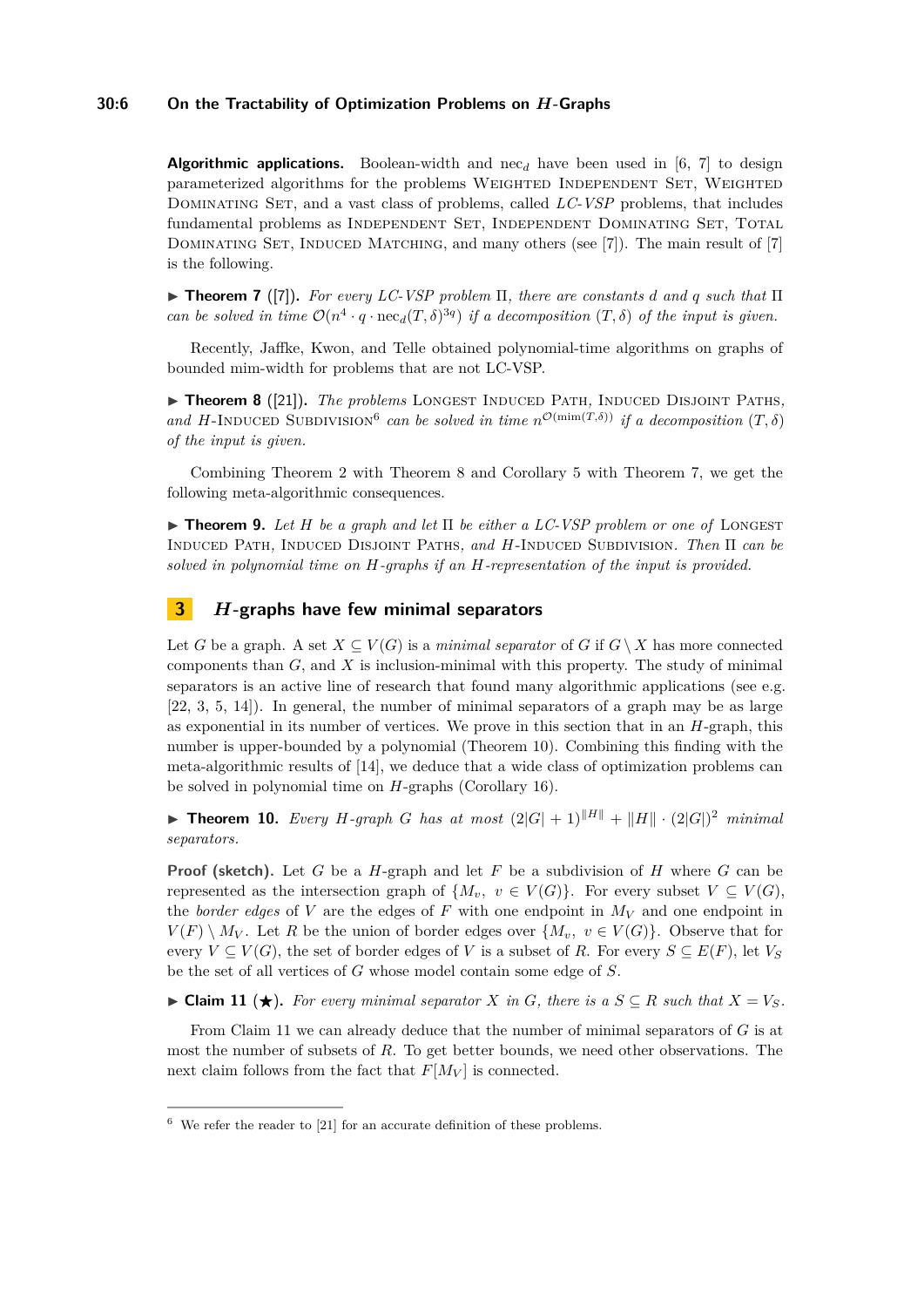**Algorithmic applications.** Boolean-width and $\text{nec}_d$ have been used in [6, 7] to design parameterized algorithms for the problems Weighted Independent Set, Weighted Dominating Set, and a vast class of problems, called *LC-VSP* problems, that includes fundamental problems as Independent Set, Independent Dominating Set, Total Dominating Set, Induced Matching, and many others (see [7]). The main result of [7] is the following.

▶ **Theorem 7** ([7]). *For every LC-VSP problem* $\Pi$*, there are constants* $d$ *and* $q$ *such that* $\Pi$ *can be solved in time* $\mathcal{O}(n^4 \cdot q \cdot \text{nec}_d(T,\delta)^{3q})$ *if a decomposition* $(T,\delta)$ *of the input is given.*

Recently, Jaffke, Kwon, and Telle obtained polynomial-time algorithms on graphs of bounded mim-width for problems that are not LC-VSP.

▶ **Theorem 8** ([21]). *The problems* Longest Induced Path, Induced Disjoint Paths, *and* $H$-Induced Subdivision[6] *can be solved in time* $n^{\mathcal{O}(\text{mim}(T,\delta))}$ *if a decomposition* $(T,\delta)$ *of the input is given.*

Combining Theorem 2 with Theorem 8 and Corollary 5 with Theorem 7, we get the following meta-algorithmic consequences.

▶ **Theorem 9.** *Let* $H$ *be a graph and let* $\Pi$ *be either a LC-VSP problem or one of* Longest Induced Path, Induced Disjoint Paths, *and* $H$-Induced Subdivision*. Then* $\Pi$ *can be solved in polynomial time on* $H$*-graphs if an* $H$*-representation of the input is provided.*

## 3 $H$-graphs have few minimal separators

Let $G$ be a graph. A set $X \subseteq V(G)$ is a *minimal separator* of $G$ if $G \setminus X$ has more connected components than $G$, and $X$ is inclusion-minimal with this property. The study of minimal separators is an active line of research that found many algorithmic applications (see e.g. [22, 3, 5, 14]). In general, the number of minimal separators of a graph may be as large as exponential in its number of vertices. We prove in this section that in an $H$-graph, this number is upper-bounded by a polynomial (Theorem 10). Combining this finding with the meta-algorithmic results of [14], we deduce that a wide class of optimization problems can be solved in polynomial time on $H$-graphs (Corollary 16).

▶ **Theorem 10.** *Every* $H$*-graph* $G$ *has at most* $(2|G|+1)^{\|H\|} + \|H\| \cdot (2|G|)^2$ *minimal separators.*

**Proof (sketch).** Let $G$ be a $H$-graph and let $F$ be a subdivision of $H$ where $G$ can be represented as the intersection graph of $\{M_v,\ v \in V(G)\}$. For every subset $V \subseteq V(G)$, the *border edges* of $V$ are the edges of $F$ with one endpoint in $M_V$ and one endpoint in $V(F) \setminus M_V$. Let $R$ be the union of border edges over $\{M_v,\ v \in V(G)\}$. Observe that for every $V \subseteq V(G)$, the set of border edges of $V$ is a subset of $R$. For every $S \subseteq E(F)$, let $V_S$ be the set of all vertices of $G$ whose model contain some edge of $S$.

▶ **Claim 11** (★). *For every minimal separator* $X$ *in* $G$*, there is a* $S \subseteq R$ *such that* $X = V_S$*.*

From Claim 11 we can already deduce that the number of minimal separators of $G$ is at most the number of subsets of $R$. To get better bounds, we need other observations. The next claim follows from the fact that $F[M_V]$ is connected.

[6] We refer the reader to [21] for an accurate definition of these problems.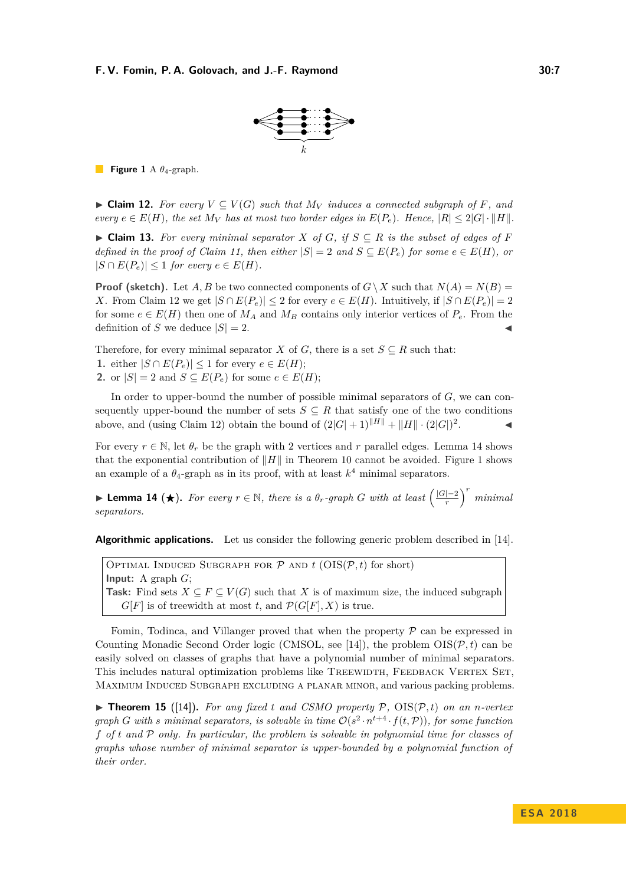**Figure 1** A $\theta_4$-graph.

▶ **Claim 12.** *For every $V \subseteq V(G)$ such that $M_V$ induces a connected subgraph of $F$, and every $e \in E(H)$, the set $M_V$ has at most two border edges in $E(P_e)$. Hence, $|R| \leq 2|G| \cdot \|H\|$.*

▶ **Claim 13.** *For every minimal separator $X$ of $G$, if $S \subseteq R$ is the subset of edges of $F$ defined in the proof of Claim 11, then either $|S| = 2$ and $S \subseteq E(P_e)$ for some $e \in E(H)$, or $|S \cap E(P_e)| \leq 1$ for every $e \in E(H)$.*

**Proof (sketch).** Let $A, B$ be two connected components of $G \setminus X$ such that $N(A) = N(B) = X$. From Claim 12 we get $|S \cap E(P_e)| \leq 2$ for every $e \in E(H)$. Intuitively, if $|S \cap E(P_e)| = 2$ for some $e \in E(H)$ then one of $M_A$ and $M_B$ contains only interior vertices of $P_e$. From the definition of $S$ we deduce $|S| = 2$. ◀

Therefore, for every minimal separator $X$ of $G$, there is a set $S \subseteq R$ such that:

1. either $|S \cap E(P_e)| \leq 1$ for every $e \in E(H)$;
2. or $|S| = 2$ and $S \subseteq E(P_e)$ for some $e \in E(H)$;

In order to upper-bound the number of possible minimal separators of $G$, we can consequently upper-bound the number of sets $S \subseteq R$ that satisfy one of the two conditions above, and (using Claim 12) obtain the bound of $(2|G| + 1)^{\|H\|} + \|H\| \cdot (2|G|)^2$. ◀

For every $r \in \mathbb{N}$, let $\theta_r$ be the graph with 2 vertices and $r$ parallel edges. Lemma 14 shows that the exponential contribution of $\|H\|$ in Theorem 10 cannot be avoided. Figure 1 shows an example of a $\theta_4$-graph as in its proof, with at least $k^4$ minimal separators.

▶ **Lemma 14** (★)**.** *For every $r \in \mathbb{N}$, there is a $\theta_r$-graph $G$ with at least $\left(\frac{|G|-2}{r}\right)^r$ minimal separators.*

**Algorithmic applications.** Let us consider the following generic problem described in [14].

> Optimal Induced Subgraph for $\mathcal{P}$ and $t$ (OIS$(\mathcal{P}, t)$ for short)
> **Input:** A graph $G$;
> **Task:** Find sets $X \subseteq F \subseteq V(G)$ such that $X$ is of maximum size, the induced subgraph $G[F]$ is of treewidth at most $t$, and $\mathcal{P}(G[F], X)$ is true.

Fomin, Todinca, and Villanger proved that when the property $\mathcal{P}$ can be expressed in Counting Monadic Second Order logic (CMSOL, see [14]), the problem OIS$(\mathcal{P}, t)$ can be easily solved on classes of graphs that have a polynomial number of minimal separators. This includes natural optimization problems like Treewidth, Feedback Vertex Set, Maximum Induced Subgraph excluding a planar minor, and various packing problems.

▶ **Theorem 15** ([14])**.** *For any fixed $t$ and CSMO property $\mathcal{P}$, OIS$(\mathcal{P}, t)$ on an $n$-vertex graph $G$ with $s$ minimal separators, is solvable in time $\mathcal{O}(s^2 \cdot n^{t+4} \cdot f(t, \mathcal{P}))$, for some function $f$ of $t$ and $\mathcal{P}$ only. In particular, the problem is solvable in polynomial time for classes of graphs whose number of minimal separator is upper-bounded by a polynomial function of their order.*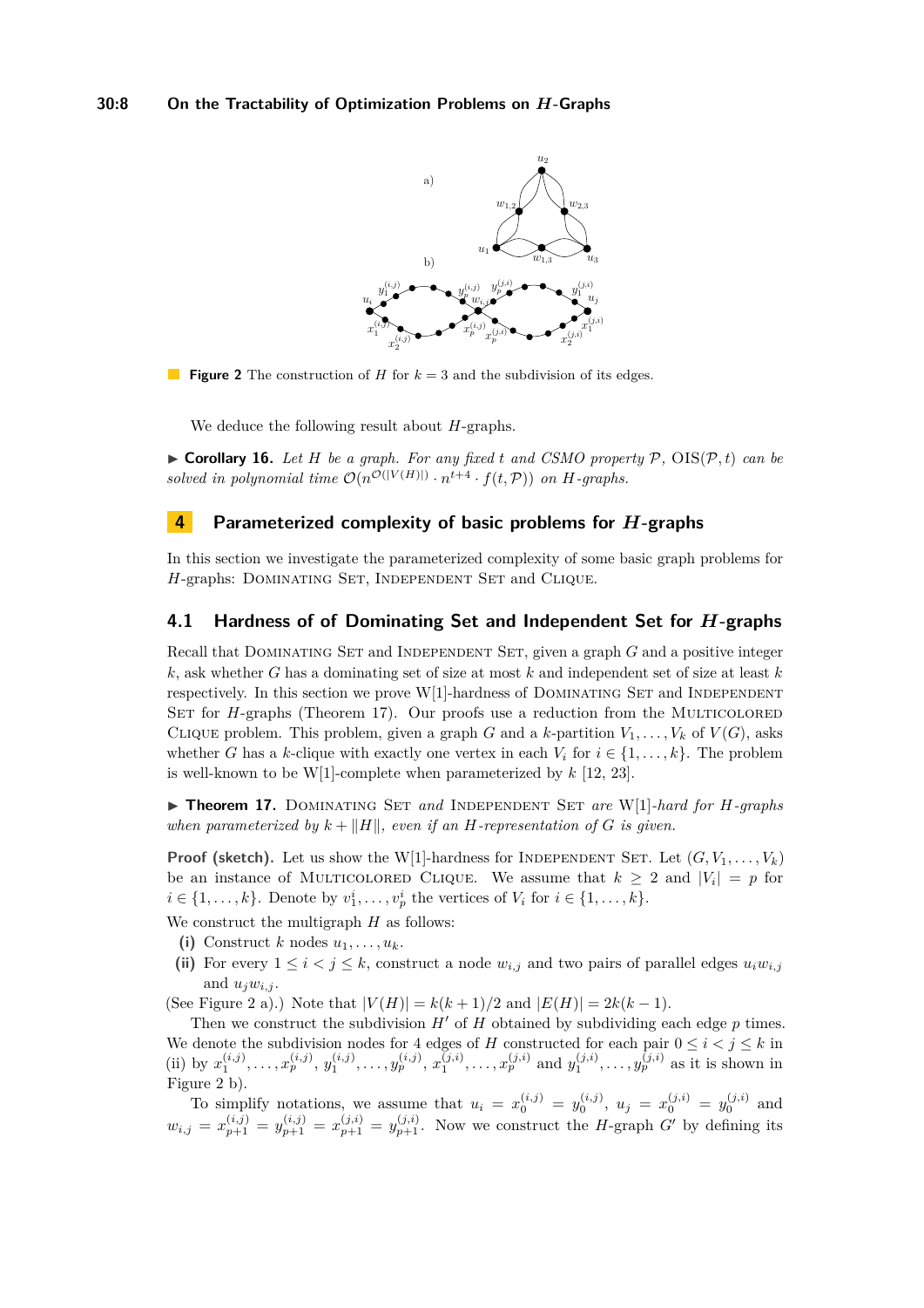**Figure 2** The construction of $H$ for $k = 3$ and the subdivision of its edges.

We deduce the following result about $H$-graphs.

▶ **Corollary 16.** *Let $H$ be a graph. For any fixed $t$ and CSMO property $\mathcal{P}$, $\mathrm{OIS}(\mathcal{P}, t)$ can be solved in polynomial time $\mathcal{O}(n^{\mathcal{O}(|V(H)|)} \cdot n^{t+4} \cdot f(t, \mathcal{P}))$ on $H$-graphs.*

## 4 Parameterized complexity of basic problems for $H$-graphs

In this section we investigate the parameterized complexity of some basic graph problems for $H$-graphs: Dominating Set, Independent Set and Clique.

### 4.1 Hardness of of Dominating Set and Independent Set for $H$-graphs

Recall that Dominating Set and Independent Set, given a graph $G$ and a positive integer $k$, ask whether $G$ has a dominating set of size at most $k$ and independent set of size at least $k$ respectively. In this section we prove W[1]-hardness of Dominating Set and Independent Set for $H$-graphs (Theorem 17). Our proofs use a reduction from the Multicolored Clique problem. This problem, given a graph $G$ and a $k$-partition $V_1, \dots, V_k$ of $V(G)$, asks whether $G$ has a $k$-clique with exactly one vertex in each $V_i$ for $i \in \{1, \dots, k\}$. The problem is well-known to be W[1]-complete when parameterized by $k$ [12, 23].

▶ **Theorem 17.** *Dominating Set and Independent Set are W[1]-hard for $H$-graphs when parameterized by $k + \|H\|$, even if an $H$-representation of $G$ is given.*

**Proof (sketch).** Let us show the W[1]-hardness for Independent Set. Let $(G, V_1, \dots, V_k)$ be an instance of Multicolored Clique. We assume that $k \geq 2$ and $|V_i| = p$ for $i \in \{1, \dots, k\}$. Denote by $v_1^i, \dots, v_p^i$ the vertices of $V_i$ for $i \in \{1, \dots, k\}$.

We construct the multigraph $H$ as follows:

**(i)** Construct $k$ nodes $u_1, \dots, u_k$.

**(ii)** For every $1 \leq i < j \leq k$, construct a node $w_{i,j}$ and two pairs of parallel edges $u_i w_{i,j}$ and $u_j w_{i,j}$.

(See Figure 2 a).) Note that $|V(H)| = k(k+1)/2$ and $|E(H)| = 2k(k-1)$.

Then we construct the subdivision $H'$ of $H$ obtained by subdividing each edge $p$ times. We denote the subdivision nodes for 4 edges of $H$ constructed for each pair $0 \leq i < j \leq k$ in (ii) by $x_1^{(i,j)}, \dots, x_p^{(i,j)}$, $y_1^{(i,j)}, \dots, y_p^{(i,j)}$, $x_1^{(j,i)}, \dots, x_p^{(j,i)}$ and $y_1^{(j,i)}, \dots, y_p^{(j,i)}$ as it is shown in Figure 2 b).

To simplify notations, we assume that $u_i = x_0^{(i,j)} = y_0^{(i,j)}$, $u_j = x_0^{(j,i)} = y_0^{(j,i)}$ and $w_{i,j} = x_{p+1}^{(i,j)} = y_{p+1}^{(i,j)} = x_{p+1}^{(j,i)} = y_{p+1}^{(j,i)}$. Now we construct the $H$-graph $G'$ by defining its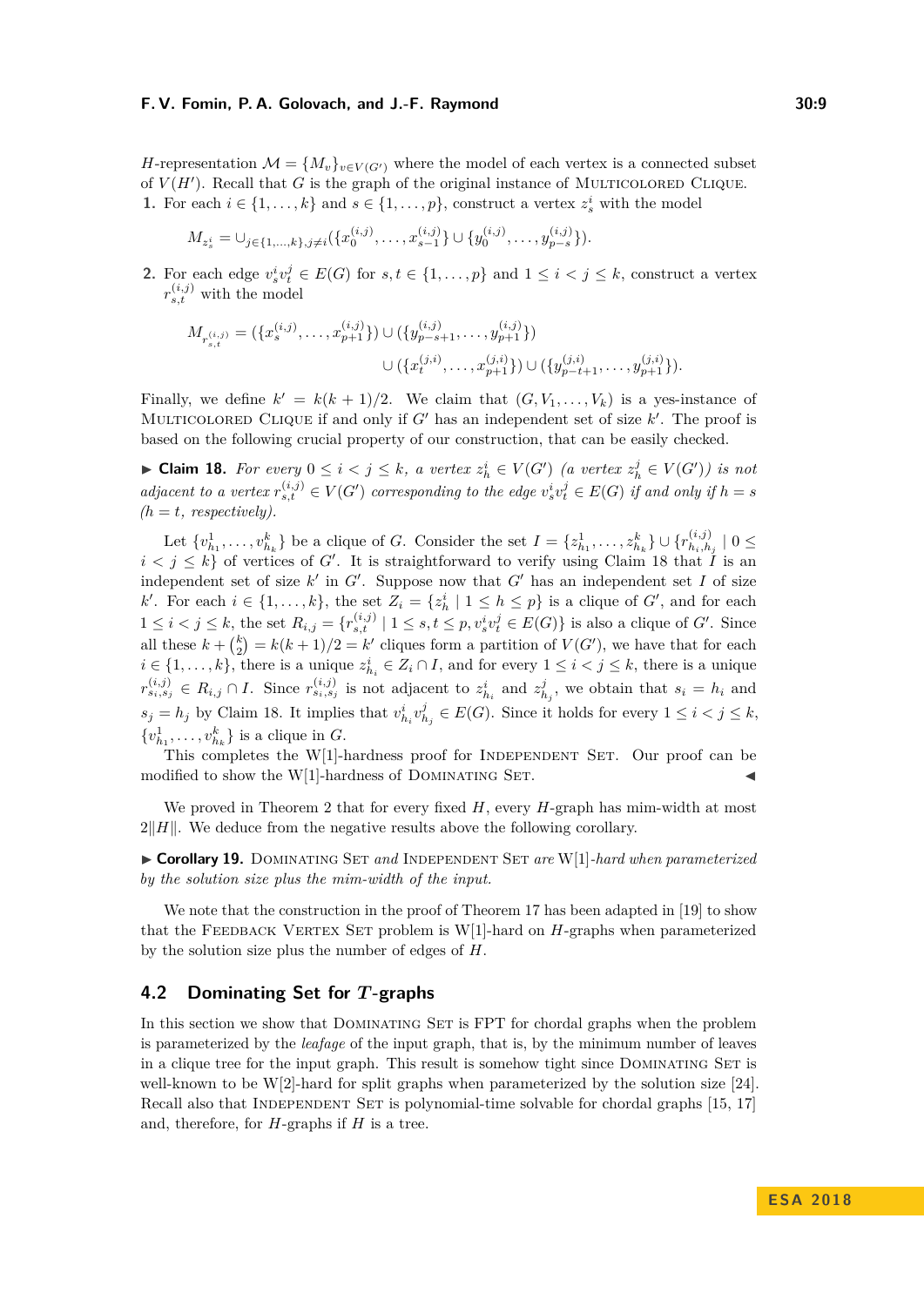$H$-representation $\mathcal{M} = \{M_v\}_{v \in V(G')}$ where the model of each vertex is a connected subset of $V(H')$. Recall that $G$ is the graph of the original instance of Multicolored Clique.

1. For each $i \in \{1, \ldots, k\}$ and $s \in \{1, \ldots, p\}$, construct a vertex $z_s^i$ with the model

$$M_{z_s^i} = \cup_{j \in \{1,\ldots,k\}, j \neq i}(\{x_0^{(i,j)}, \ldots, x_{s-1}^{(i,j)}\} \cup \{y_0^{(i,j)}, \ldots, y_{p-s}^{(i,j)}\}).$$

2. For each edge $v_s^i v_t^j \in E(G)$ for $s, t \in \{1, \ldots, p\}$ and $1 \leq i < j \leq k$, construct a vertex $r_{s,t}^{(i,j)}$ with the model

$$M_{r_{s,t}^{(i,j)}} = (\{x_s^{(i,j)}, \ldots, x_{p+1}^{(i,j)}\}) \cup (\{y_{p-s+1}^{(i,j)}, \ldots, y_{p+1}^{(i,j)}\}) \\ \cup (\{x_t^{(j,i)}, \ldots, x_{p+1}^{(j,i)}\}) \cup (\{y_{p-t+1}^{(j,i)}, \ldots, y_{p+1}^{(j,i)}\}).$$

Finally, we define $k' = k(k+1)/2$. We claim that $(G, V_1, \ldots, V_k)$ is a yes-instance of Multicolored Clique if and only if $G'$ has an independent set of size $k'$. The proof is based on the following crucial property of our construction, that can be easily checked.

▶ **Claim 18.** *For every $0 \leq i < j \leq k$, a vertex $z_h^i \in V(G')$ (a vertex $z_h^j \in V(G')$) is not adjacent to a vertex $r_{s,t}^{(i,j)} \in V(G')$ corresponding to the edge $v_s^i v_t^j \in E(G)$ if and only if $h = s$ ($h = t$, respectively).*

Let $\{v_{h_1}^1, \ldots, v_{h_k}^k\}$ be a clique of $G$. Consider the set $I = \{z_{h_1}^1, \ldots, z_{h_k}^k\} \cup \{r_{h_i,h_j}^{(i,j)} \mid 0 \leq i < j \leq k\}$ of vertices of $G'$. It is straightforward to verify using Claim 18 that $I$ is an independent set of size $k'$ in $G'$. Suppose now that $G'$ has an independent set $I$ of size $k'$. For each $i \in \{1, \ldots, k\}$, the set $Z_i = \{z_h^i \mid 1 \leq h \leq p\}$ is a clique of $G'$, and for each $1 \leq i < j \leq k$, the set $R_{i,j} = \{r_{s,t}^{(i,j)} \mid 1 \leq s, t \leq p, v_s^i v_t^j \in E(G)\}$ is also a clique of $G'$. Since all these $k + \binom{k}{2} = k(k+1)/2 = k'$ cliques form a partition of $V(G')$, we have that for each $i \in \{1, \ldots, k\}$, there is a unique $z_{h_i}^i \in Z_i \cap I$, and for every $1 \leq i < j \leq k$, there is a unique $r_{s_i,s_j}^{(i,j)} \in R_{i,j} \cap I$. Since $r_{s_i,s_j}^{(i,j)}$ is not adjacent to $z_{h_i}^i$ and $z_{h_j}^j$, we obtain that $s_i = h_i$ and $s_j = h_j$ by Claim 18. It implies that $v_{h_i}^i v_{h_j}^j \in E(G)$. Since it holds for every $1 \leq i < j \leq k$, $\{v_{h_1}^1, \ldots, v_{h_k}^k\}$ is a clique in $G$.

This completes the W[1]-hardness proof for Independent Set. Our proof can be modified to show the W[1]-hardness of Dominating Set. ◀

We proved in Theorem 2 that for every fixed $H$, every $H$-graph has mim-width at most $2\|H\|$. We deduce from the negative results above the following corollary.

▶ **Corollary 19.** *Dominating Set and Independent Set are* W[1]*-hard when parameterized by the solution size plus the mim-width of the input.*

We note that the construction in the proof of Theorem 17 has been adapted in [19] to show that the Feedback Vertex Set problem is W[1]-hard on $H$-graphs when parameterized by the solution size plus the number of edges of $H$.

## 4.2 Dominating Set for $T$-graphs

In this section we show that Dominating Set is FPT for chordal graphs when the problem is parameterized by the *leafage* of the input graph, that is, by the minimum number of leaves in a clique tree for the input graph. This result is somehow tight since Dominating Set is well-known to be W[2]-hard for split graphs when parameterized by the solution size [24]. Recall also that Independent Set is polynomial-time solvable for chordal graphs [15, 17] and, therefore, for $H$-graphs if $H$ is a tree.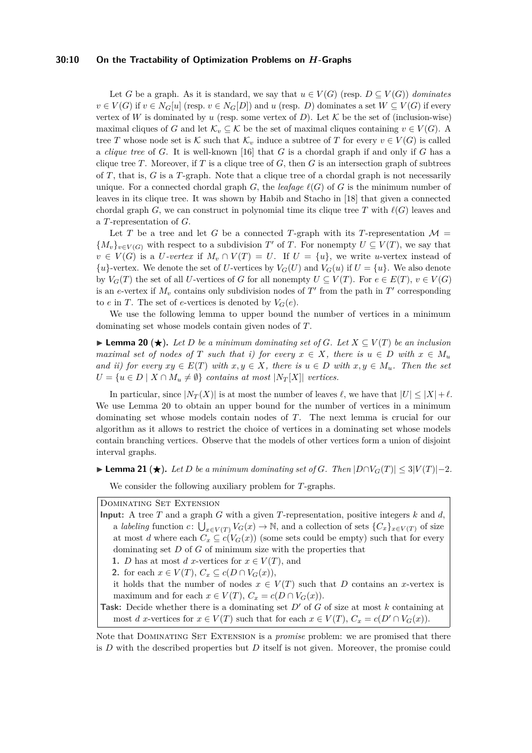Let $G$ be a graph. As it is standard, we say that $u \in V(G)$ (resp. $D \subseteq V(G)$) *dominates* $v \in V(G)$ if $v \in N_G[u]$ (resp. $v \in N_G[D]$) and $u$ (resp. $D$) dominates a set $W \subseteq V(G)$ if every vertex of $W$ is dominated by $u$ (resp. some vertex of $D$). Let $\mathcal{K}$ be the set of (inclusion-wise) maximal cliques of $G$ and let $\mathcal{K}_v \subseteq \mathcal{K}$ be the set of maximal cliques containing $v \in V(G)$. A tree $T$ whose node set is $\mathcal{K}$ such that $\mathcal{K}_v$ induce a subtree of $T$ for every $v \in V(G)$ is called a *clique tree* of $G$. It is well-known [16] that $G$ is a chordal graph if and only if $G$ has a clique tree $T$. Moreover, if $T$ is a clique tree of $G$, then $G$ is an intersection graph of subtrees of $T$, that is, $G$ is a $T$-graph. Note that a clique tree of a chordal graph is not necessarily unique. For a connected chordal graph $G$, the *leafage* $\ell(G)$ of $G$ is the minimum number of leaves in its clique tree. It was shown by Habib and Stacho in [18] that given a connected chordal graph $G$, we can construct in polynomial time its clique tree $T$ with $\ell(G)$ leaves and a $T$-representation of $G$.

Let $T$ be a tree and let $G$ be a connected $T$-graph with its $T$-representation $\mathcal{M} = \{M_v\}_{v \in V(G)}$ with respect to a subdivision $T'$ of $T$. For nonempty $U \subseteq V(T)$, we say that $v \in V(G)$ is a *$U$-vertex* if $M_v \cap V(T) = U$. If $U = \{u\}$, we write $u$-vertex instead of $\{u\}$-vertex. We denote the set of $U$-vertices by $V_G(U)$ and $V_G(u)$ if $U = \{u\}$. We also denote by $V_G(T)$ the set of all $U$-vertices of $G$ for all nonempty $U \subseteq V(T)$. For $e \in E(T)$, $v \in V(G)$ is an $e$-vertex if $M_v$ contains only subdivision nodes of $T'$ from the path in $T'$ corresponding to $e$ in $T$. The set of $e$-vertices is denoted by $V_G(e)$.

We use the following lemma to upper bound the number of vertices in a minimum dominating set whose models contain given nodes of $T$.

**Lemma 20** (★)**.** *Let $D$ be a minimum dominating set of $G$. Let $X \subseteq V(T)$ be an inclusion maximal set of nodes of $T$ such that i) for every $x \in X$, there is $u \in D$ with $x \in M_u$ and ii) for every $xy \in E(T)$ with $x, y \in X$, there is $u \in D$ with $x, y \in M_u$. Then the set $U = \{u \in D \mid X \cap M_u \neq \emptyset\}$ contains at most $|N_T[X]|$ vertices.*

In particular, since $|N_T(X)|$ is at most the number of leaves $\ell$, we have that $|U| \leq |X| + \ell$. We use Lemma 20 to obtain an upper bound for the number of vertices in a minimum dominating set whose models contain nodes of $T$. The next lemma is crucial for our algorithm as it allows to restrict the choice of vertices in a dominating set whose models contain branching vertices. Observe that the models of other vertices form a union of disjoint interval graphs.

**Lemma 21** (★)**.** *Let $D$ be a minimum dominating set of $G$. Then $|D \cap V_G(T)| \leq 3|V(T)| - 2$.*

We consider the following auxiliary problem for $T$-graphs.

> **Dominating Set Extension**
>
> **Input:** A tree $T$ and a graph $G$ with a given $T$-representation, positive integers $k$ and $d$, a *labeling* function $c \colon \bigcup_{x \in V(T)} V_G(x) \to \mathbb{N}$, and a collection of sets $\{C_x\}_{x \in V(T)}$ of size at most $d$ where each $C_x \subseteq c(V_G(x))$ (some sets could be empty) such that for every dominating set $D$ of $G$ of minimum size with the properties that
>
> 1. $D$ has at most $d$ $x$-vertices for $x \in V(T)$, and
> 2. for each $x \in V(T)$, $C_x \subseteq c(D \cap V_G(x))$,
>
> it holds that the number of nodes $x \in V(T)$ such that $D$ contains an $x$-vertex is maximum and for each $x \in V(T)$, $C_x = c(D \cap V_G(x))$.
>
> **Task:** Decide whether there is a dominating set $D'$ of $G$ of size at most $k$ containing at most $d$ $x$-vertices for $x \in V(T)$ such that for each $x \in V(T)$, $C_x = c(D' \cap V_G(x))$.

Note that Dominating Set Extension is a *promise* problem: we are promised that there is $D$ with the described properties but $D$ itself is not given. Moreover, the promise could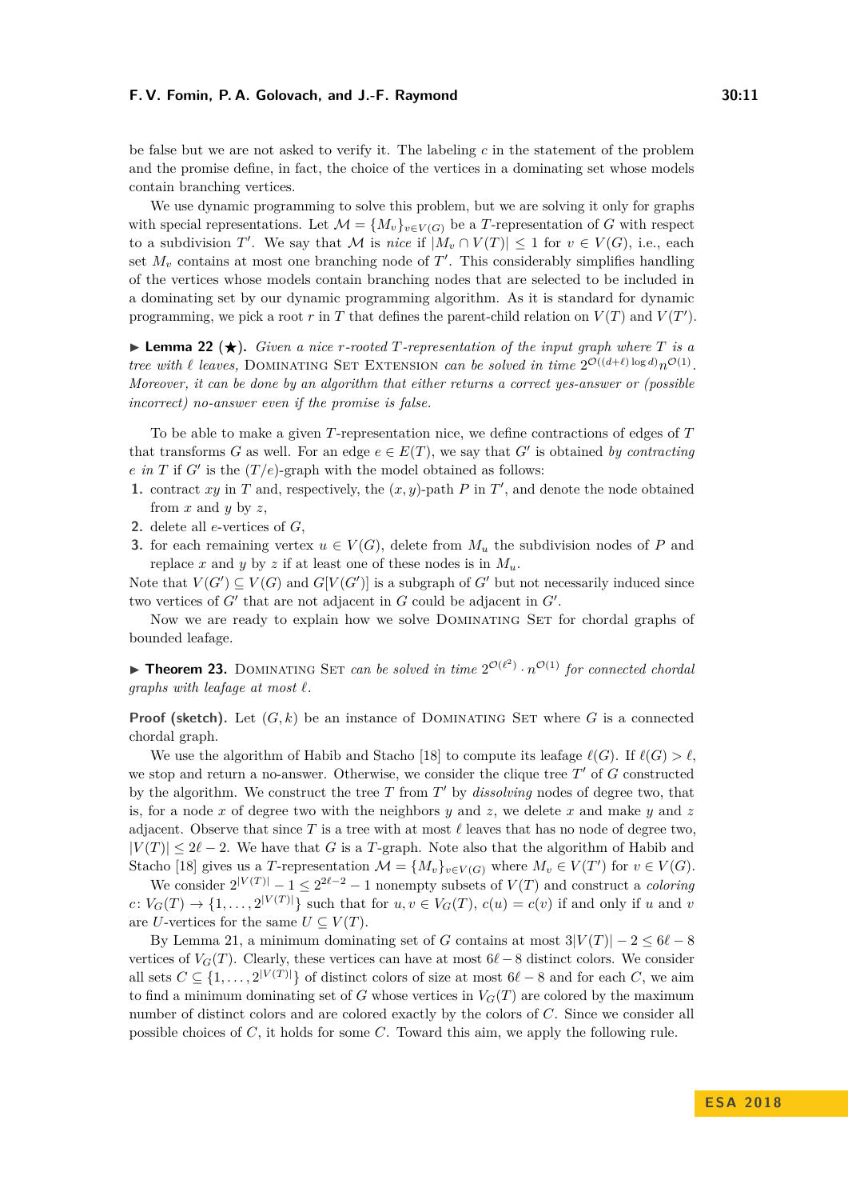be false but we are not asked to verify it. The labeling $c$ in the statement of the problem and the promise define, in fact, the choice of the vertices in a dominating set whose models contain branching vertices.

We use dynamic programming to solve this problem, but we are solving it only for graphs with special representations. Let $\mathcal{M} = \{M_v\}_{v \in V(G)}$ be a $T$-representation of $G$ with respect to a subdivision $T'$. We say that $\mathcal{M}$ is *nice* if $|M_v \cap V(T)| \leq 1$ for $v \in V(G)$, i.e., each set $M_v$ contains at most one branching node of $T'$. This considerably simplifies handling of the vertices whose models contain branching nodes that are selected to be included in a dominating set by our dynamic programming algorithm. As it is standard for dynamic programming, we pick a root $r$ in $T$ that defines the parent-child relation on $V(T)$ and $V(T')$.

▶ **Lemma 22** (★)**.** *Given a nice $r$-rooted $T$-representation of the input graph where $T$ is a tree with $\ell$ leaves,* Dominating Set Extension *can be solved in time $2^{\mathcal{O}((d+\ell)\log d)} n^{\mathcal{O}(1)}$. Moreover, it can be done by an algorithm that either returns a correct yes-answer or (possible incorrect) no-answer even if the promise is false.*

To be able to make a given $T$-representation nice, we define contractions of edges of $T$ that transforms $G$ as well. For an edge $e \in E(T)$, we say that $G'$ is obtained *by contracting $e$ in $T$* if $G'$ is the $(T/e)$-graph with the model obtained as follows:

1. contract $xy$ in $T$ and, respectively, the $(x, y)$-path $P$ in $T'$, and denote the node obtained from $x$ and $y$ by $z$,
2. delete all $e$-vertices of $G$,
3. for each remaining vertex $u \in V(G)$, delete from $M_u$ the subdivision nodes of $P$ and replace $x$ and $y$ by $z$ if at least one of these nodes is in $M_u$.

Note that $V(G') \subseteq V(G)$ and $G[V(G')]$ is a subgraph of $G'$ but not necessarily induced since two vertices of $G'$ that are not adjacent in $G$ could be adjacent in $G'$.

Now we are ready to explain how we solve Dominating Set for chordal graphs of bounded leafage.

▶ **Theorem 23.** Dominating Set *can be solved in time $2^{\mathcal{O}(\ell^2)} \cdot n^{\mathcal{O}(1)}$ for connected chordal graphs with leafage at most $\ell$.*

**Proof (sketch).** Let $(G, k)$ be an instance of Dominating Set where $G$ is a connected chordal graph.

We use the algorithm of Habib and Stacho [18] to compute its leafage $\ell(G)$. If $\ell(G) > \ell$, we stop and return a no-answer. Otherwise, we consider the clique tree $T'$ of $G$ constructed by the algorithm. We construct the tree $T$ from $T'$ by *dissolving* nodes of degree two, that is, for a node $x$ of degree two with the neighbors $y$ and $z$, we delete $x$ and make $y$ and $z$ adjacent. Observe that since $T$ is a tree with at most $\ell$ leaves that has no node of degree two, $|V(T)| \leq 2\ell - 2$. We have that $G$ is a $T$-graph. Note also that the algorithm of Habib and Stacho [18] gives us a $T$-representation $\mathcal{M} = \{M_v\}_{v \in V(G)}$ where $M_v \in V(T')$ for $v \in V(G)$.

We consider $2^{|V(T)|} - 1 \leq 2^{2\ell-2} - 1$ nonempty subsets of $V(T)$ and construct a *coloring* $c \colon V_G(T) \to \{1, \ldots, 2^{|V(T)|}\}$ such that for $u, v \in V_G(T)$, $c(u) = c(v)$ if and only if $u$ and $v$ are $U$-vertices for the same $U \subseteq V(T)$.

By Lemma 21, a minimum dominating set of $G$ contains at most $3|V(T)| - 2 \leq 6\ell - 8$ vertices of $V_G(T)$. Clearly, these vertices can have at most $6\ell - 8$ distinct colors. We consider all sets $C \subseteq \{1, \ldots, 2^{|V(T)|}\}$ of distinct colors of size at most $6\ell - 8$ and for each $C$, we aim to find a minimum dominating set of $G$ whose vertices in $V_G(T)$ are colored by the maximum number of distinct colors and are colored exactly by the colors of $C$. Since we consider all possible choices of $C$, it holds for some $C$. Toward this aim, we apply the following rule.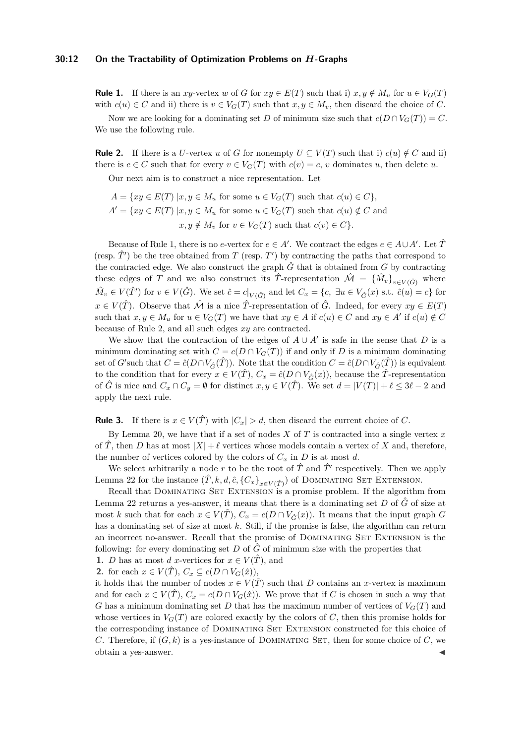**Rule 1.** If there is an $xy$-vertex $w$ of $G$ for $xy \in E(T)$ such that i) $x, y \notin M_u$ for $u \in V_G(T)$ with $c(u) \in C$ and ii) there is $v \in V_G(T)$ such that $x, y \in M_v$, then discard the choice of $C$.

Now we are looking for a dominating set $D$ of minimum size such that $c(D \cap V_G(T)) = C$. We use the following rule.

**Rule 2.** If there is a $U$-vertex $u$ of $G$ for nonempty $U \subseteq V(T)$ such that i) $c(u) \notin C$ and ii) there is $c \in C$ such that for every $v \in V_G(T)$ with $c(v) = c$, $v$ dominates $u$, then delete $u$.

Our next aim is to construct a nice representation. Let

$$
\begin{aligned}
A &= \{xy \in E(T) \mid x, y \in M_u \text{ for some } u \in V_G(T) \text{ such that } c(u) \in C\},\\
A' &= \{xy \in E(T) \mid x, y \in M_u \text{ for some } u \in V_G(T) \text{ such that } c(u) \notin C \text{ and}\\
&\qquad x, y \notin M_v \text{ for } v \in V_G(T) \text{ such that } c(v) \in C\}.
\end{aligned}
$$

Because of Rule 1, there is no $e$-vertex for $e \in A'$. We contract the edges $e \in A \cup A'$. Let $\hat{T}$ (resp. $\hat{T}'$) be the tree obtained from $T$ (resp. $T'$) by contracting the paths that correspond to the contracted edge. We also construct the graph $\hat{G}$ that is obtained from $G$ by contracting these edges of $T$ and we also construct its $\hat{T}$-representation $\hat{\mathcal{M}} = \{\hat{M}_v\}_{v \in V(\hat{G})}$ where $\hat{M}_v \in V(\hat{T}')$ for $v \in V(\hat{G})$. We set $\hat{c} = c|_{V(\hat{G})}$ and let $C_x = \{c,\ \exists u \in V_{\hat{G}}(x) \text{ s.t. } \hat{c}(u) = c\}$ for $x \in V(\hat{T})$. Observe that $\hat{\mathcal{M}}$ is a nice $\hat{T}$-representation of $\hat{G}$. Indeed, for every $xy \in E(T)$ such that $x, y \in M_u$ for $u \in V_G(T)$ we have that $xy \in A$ if $c(u) \in C$ and $xy \in A'$ if $c(u) \notin C$ because of Rule 2, and all such edges $xy$ are contracted.

We show that the contraction of the edges of $A \cup A'$ is safe in the sense that $D$ is a minimum dominating set with $C = c(D \cap V_G(T))$ if and only if $D$ is a minimum dominating set of $G'$such that $C = \hat{c}(D \cap V_{\hat{G}}(\hat{T}))$. Note that the condition $C = \hat{c}(D \cap V_{\hat{G}}(\hat{T}))$ is equivalent to the condition that for every $x \in V(\hat{T})$, $C_x = \hat{c}(D \cap V_{\hat{G}}(x))$, because the $\hat{T}$-representation of $\hat{G}$ is nice and $C_x \cap C_y = \emptyset$ for distinct $x, y \in V(\hat{T})$. We set $d = |V(T)| + \ell \leq 3\ell - 2$ and apply the next rule.

**Rule 3.** If there is $x \in V(\hat{T})$ with $|C_x| > d$, then discard the current choice of $C$.

By Lemma 20, we have that if a set of nodes $X$ of $T$ is contracted into a single vertex $x$ of $\hat{T}$, then $D$ has at most $|X| + \ell$ vertices whose models contain a vertex of $X$ and, therefore, the number of vertices colored by the colors of $C_x$ in $D$ is at most $d$.

We select arbitrarily a node $r$ to be the root of $\hat{T}$ and $\hat{T}'$ respectively. Then we apply Lemma 22 for the instance $(\hat{T}, k, d, \hat{c}, \{C_x\}_{x \in V(\hat{T})})$ of Dominating Set Extension.

Recall that Dominating Set Extension is a promise problem. If the algorithm from Lemma 22 returns a yes-answer, it means that there is a dominating set $D$ of $\hat{G}$ of size at most $k$ such that for each $x \in V(\hat{T})$, $C_x = c(D \cap V_{\hat{G}}(x))$. It means that the input graph $G$ has a dominating set of size at most $k$. Still, if the promise is false, the algorithm can return an incorrect no-answer. Recall that the promise of Dominating Set Extension is the following: for every dominating set $D$ of $\hat{G}$ of minimum size with the properties that

1. $D$ has at most $d$ $x$-vertices for $x \in V(\hat{T})$, and
2. for each $x \in V(\hat{T})$, $C_x \subseteq c(D \cap V_G(\hat{x}))$,

it holds that the number of nodes $x \in V(\hat{T})$ such that $D$ contains an $x$-vertex is maximum and for each $x \in V(\hat{T})$, $C_x = c(D \cap V_G(\hat{x}))$. We prove that if $C$ is chosen in such a way that $G$ has a minimum dominating set $D$ that has the maximum number of vertices of $V_G(T)$ and whose vertices in $V_G(T)$ are colored exactly by the colors of $C$, then this promise holds for the corresponding instance of Dominating Set Extension constructed for this choice of $C$. Therefore, if $(G, k)$ is a yes-instance of Dominating Set, then for some choice of $C$, we obtain a yes-answer. ◀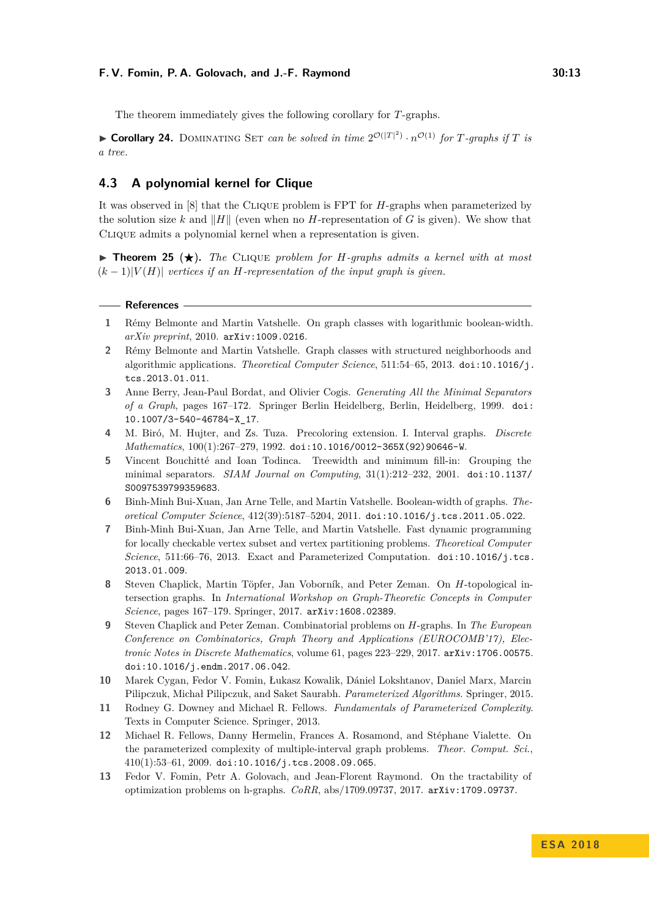The theorem immediately gives the following corollary for $T$-graphs.

▶ **Corollary 24.** Dominating Set *can be solved in time* $2^{\mathcal{O}(|T|^2)} \cdot n^{\mathcal{O}(1)}$ *for* $T$*-graphs if* $T$ *is a tree.*

## 4.3 A polynomial kernel for Clique

It was observed in [8] that the Clique problem is FPT for $H$-graphs when parameterized by the solution size $k$ and $\|H\|$ (even when no $H$-representation of $G$ is given). We show that Clique admits a polynomial kernel when a representation is given.

▶ **Theorem 25** (★). *The* Clique *problem for* $H$*-graphs admits a kernel with at most* $(k-1)|V(H)|$ *vertices if an* $H$*-representation of the input graph is given.*

## References

1. Rémy Belmonte and Martin Vatshelle. On graph classes with logarithmic boolean-width. *arXiv preprint*, 2010. arXiv:1009.0216.
2. Rémy Belmonte and Martin Vatshelle. Graph classes with structured neighborhoods and algorithmic applications. *Theoretical Computer Science*, 511:54–65, 2013. doi:10.1016/j.tcs.2013.01.011.
3. Anne Berry, Jean-Paul Bordat, and Olivier Cogis. *Generating All the Minimal Separators of a Graph*, pages 167–172. Springer Berlin Heidelberg, Berlin, Heidelberg, 1999. doi:10.1007/3-540-46784-X_17.
4. M. Biró, M. Hujter, and Zs. Tuza. Precoloring extension. I. Interval graphs. *Discrete Mathematics*, 100(1):267–279, 1992. doi:10.1016/0012-365X(92)90646-W.
5. Vincent Bouchitté and Ioan Todinca. Treewidth and minimum fill-in: Grouping the minimal separators. *SIAM Journal on Computing*, 31(1):212–232, 2001. doi:10.1137/S0097539799359683.
6. Binh-Minh Bui-Xuan, Jan Arne Telle, and Martin Vatshelle. Boolean-width of graphs. *Theoretical Computer Science*, 412(39):5187–5204, 2011. doi:10.1016/j.tcs.2011.05.022.
7. Binh-Minh Bui-Xuan, Jan Arne Telle, and Martin Vatshelle. Fast dynamic programming for locally checkable vertex subset and vertex partitioning problems. *Theoretical Computer Science*, 511:66–76, 2013. Exact and Parameterized Computation. doi:10.1016/j.tcs.2013.01.009.
8. Steven Chaplick, Martin Töpfer, Jan Voborník, and Peter Zeman. On $H$-topological intersection graphs. In *International Workshop on Graph-Theoretic Concepts in Computer Science*, pages 167–179. Springer, 2017. arXiv:1608.02389.
9. Steven Chaplick and Peter Zeman. Combinatorial problems on $H$-graphs. In *The European Conference on Combinatorics, Graph Theory and Applications (EUROCOMB'17), Electronic Notes in Discrete Mathematics*, volume 61, pages 223–229, 2017. arXiv:1706.00575. doi:10.1016/j.endm.2017.06.042.
10. Marek Cygan, Fedor V. Fomin, Łukasz Kowalik, Dániel Lokshtanov, Daniel Marx, Marcin Pilipczuk, Michał Pilipczuk, and Saket Saurabh. *Parameterized Algorithms*. Springer, 2015.
11. Rodney G. Downey and Michael R. Fellows. *Fundamentals of Parameterized Complexity*. Texts in Computer Science. Springer, 2013.
12. Michael R. Fellows, Danny Hermelin, Frances A. Rosamond, and Stéphane Vialette. On the parameterized complexity of multiple-interval graph problems. *Theor. Comput. Sci.*, 410(1):53–61, 2009. doi:10.1016/j.tcs.2008.09.065.
13. Fedor V. Fomin, Petr A. Golovach, and Jean-Florent Raymond. On the tractability of optimization problems on h-graphs. *CoRR*, abs/1709.09737, 2017. arXiv:1709.09737.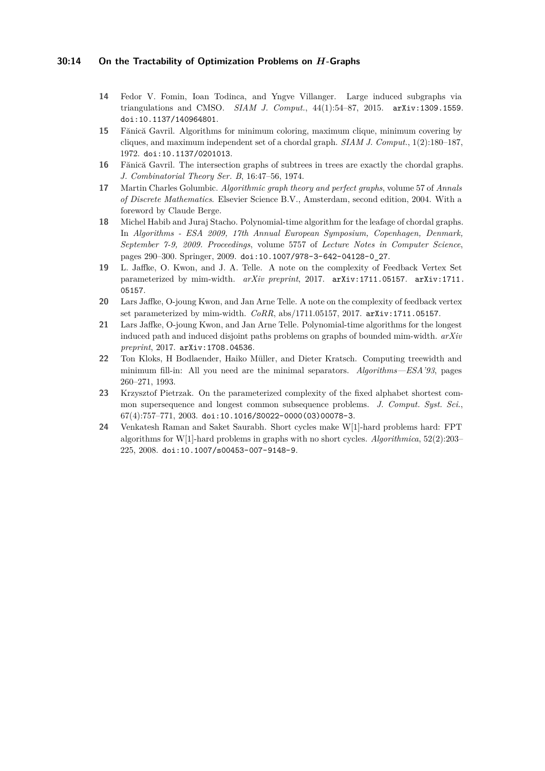**14** Fedor V. Fomin, Ioan Todinca, and Yngve Villanger. Large induced subgraphs via triangulations and CMSO. *SIAM J. Comput.*, 44(1):54–87, 2015. arXiv:1309.1559. doi:10.1137/140964801.

**15** Fănică Gavril. Algorithms for minimum coloring, maximum clique, minimum covering by cliques, and maximum independent set of a chordal graph. *SIAM J. Comput.*, 1(2):180–187, 1972. doi:10.1137/0201013.

**16** Fănică Gavril. The intersection graphs of subtrees in trees are exactly the chordal graphs. *J. Combinatorial Theory Ser. B*, 16:47–56, 1974.

**17** Martin Charles Golumbic. *Algorithmic graph theory and perfect graphs*, volume 57 of *Annals of Discrete Mathematics*. Elsevier Science B.V., Amsterdam, second edition, 2004. With a foreword by Claude Berge.

**18** Michel Habib and Juraj Stacho. Polynomial-time algorithm for the leafage of chordal graphs. In *Algorithms - ESA 2009, 17th Annual European Symposium, Copenhagen, Denmark, September 7-9, 2009. Proceedings*, volume 5757 of *Lecture Notes in Computer Science*, pages 290–300. Springer, 2009. doi:10.1007/978-3-642-04128-0_27.

**19** L. Jaffke, O. Kwon, and J. A. Telle. A note on the complexity of Feedback Vertex Set parameterized by mim-width. *arXiv preprint*, 2017. arXiv:1711.05157. arXiv:1711.05157.

**20** Lars Jaffke, O-joung Kwon, and Jan Arne Telle. A note on the complexity of feedback vertex set parameterized by mim-width. *CoRR*, abs/1711.05157, 2017. arXiv:1711.05157.

**21** Lars Jaffke, O-joung Kwon, and Jan Arne Telle. Polynomial-time algorithms for the longest induced path and induced disjoint paths problems on graphs of bounded mim-width. *arXiv preprint*, 2017. arXiv:1708.04536.

**22** Ton Kloks, H Bodlaender, Haiko Müller, and Dieter Kratsch. Computing treewidth and minimum fill-in: All you need are the minimal separators. *Algorithms—ESA'93*, pages 260–271, 1993.

**23** Krzysztof Pietrzak. On the parameterized complexity of the fixed alphabet shortest common supersequence and longest common subsequence problems. *J. Comput. Syst. Sci.*, 67(4):757–771, 2003. doi:10.1016/S0022-0000(03)00078-3.

**24** Venkatesh Raman and Saket Saurabh. Short cycles make W[1]-hard problems hard: FPT algorithms for W[1]-hard problems in graphs with no short cycles. *Algorithmica*, 52(2):203–225, 2008. doi:10.1007/s00453-007-9148-9.